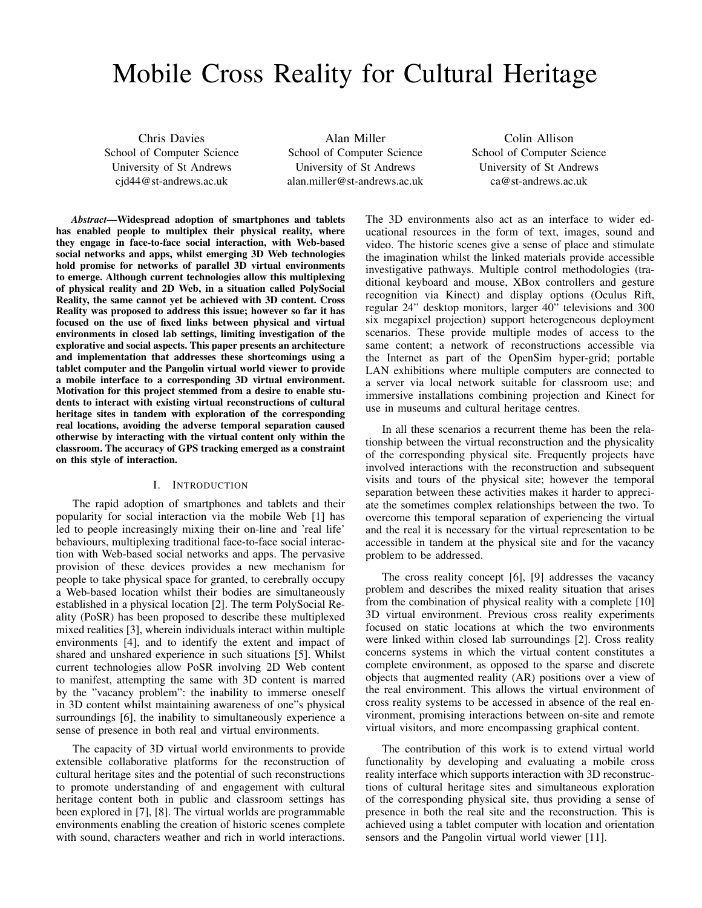# Mobile Cross Reality for Cultural Heritage

Chris Davies
School of Computer Science
University of St Andrews
cjd44@st-andrews.ac.uk

Alan Miller
School of Computer Science
University of St Andrews
alan.miller@st-andrews.ac.uk

Colin Allison
School of Computer Science
University of St Andrews
ca@st-andrews.ac.uk

***Abstract*—Widespread adoption of smartphones and tablets has enabled people to multiplex their physical reality, where they engage in face-to-face social interaction, with Web-based social networks and apps, whilst emerging 3D Web technologies hold promise for networks of parallel 3D virtual environments to emerge. Although current technologies allow this multiplexing of physical reality and 2D Web, in a situation called PolySocial Reality, the same cannot yet be achieved with 3D content. Cross Reality was proposed to address this issue; however so far it has focused on the use of fixed links between physical and virtual environments in closed lab settings, limiting investigation of the explorative and social aspects. This paper presents an architecture and implementation that addresses these shortcomings using a tablet computer and the Pangolin virtual world viewer to provide a mobile interface to a corresponding 3D virtual environment. Motivation for this project stemmed from a desire to enable students to interact with existing virtual reconstructions of cultural heritage sites in tandem with exploration of the corresponding real locations, avoiding the adverse temporal separation caused otherwise by interacting with the virtual content only within the classroom. The accuracy of GPS tracking emerged as a constraint on this style of interaction.**

## I. Introduction

The rapid adoption of smartphones and tablets and their popularity for social interaction via the mobile Web [1] has led to people increasingly mixing their on-line and 'real life' behaviours, multiplexing traditional face-to-face social interaction with Web-based social networks and apps. The pervasive provision of these devices provides a new mechanism for people to take physical space for granted, to cerebrally occupy a Web-based location whilst their bodies are simultaneously established in a physical location [2]. The term PolySocial Reality (PoSR) has been proposed to describe these multiplexed mixed realities [3], wherein individuals interact within multiple environments [4], and to identify the extent and impact of shared and unshared experience in such situations [5]. Whilst current technologies allow PoSR involving 2D Web content to manifest, attempting the same with 3D content is marred by the "vacancy problem": the inability to immerse oneself in 3D content whilst maintaining awareness of one"s physical surroundings [6], the inability to simultaneously experience a sense of presence in both real and virtual environments.

The capacity of 3D virtual world environments to provide extensible collaborative platforms for the reconstruction of cultural heritage sites and the potential of such reconstructions to promote understanding of and engagement with cultural heritage content both in public and classroom settings has been explored in [7], [8]. The virtual worlds are programmable environments enabling the creation of historic scenes complete with sound, characters weather and rich in world interactions. The 3D environments also act as an interface to wider educational resources in the form of text, images, sound and video. The historic scenes give a sense of place and stimulate the imagination whilst the linked materials provide accessible investigative pathways. Multiple control methodologies (traditional keyboard and mouse, XBox controllers and gesture recognition via Kinect) and display options (Oculus Rift, regular 24" desktop monitors, larger 40" televisions and 300 six megapixel projection) support heterogeneous deployment scenarios. These provide multiple modes of access to the same content; a network of reconstructions accessible via the Internet as part of the OpenSim hyper-grid; portable LAN exhibitions where multiple computers are connected to a server via local network suitable for classroom use; and immersive installations combining projection and Kinect for use in museums and cultural heritage centres.

In all these scenarios a recurrent theme has been the relationship between the virtual reconstruction and the physicality of the corresponding physical site. Frequently projects have involved interactions with the reconstruction and subsequent visits and tours of the physical site; however the temporal separation between these activities makes it harder to appreciate the sometimes complex relationships between the two. To overcome this temporal separation of experiencing the virtual and the real it is necessary for the virtual representation to be accessible in tandem at the physical site and for the vacancy problem to be addressed.

The cross reality concept [6], [9] addresses the vacancy problem and describes the mixed reality situation that arises from the combination of physical reality with a complete [10] 3D virtual environment. Previous cross reality experiments focused on static locations at which the two environments were linked within closed lab surroundings [2]. Cross reality concerns systems in which the virtual content constitutes a complete environment, as opposed to the sparse and discrete objects that augmented reality (AR) positions over a view of the real environment. This allows the virtual environment of cross reality systems to be accessed in absence of the real environment, promising interactions between on-site and remote virtual visitors, and more encompassing graphical content.

The contribution of this work is to extend virtual world functionality by developing and evaluating a mobile cross reality interface which supports interaction with 3D reconstructions of cultural heritage sites and simultaneous exploration of the corresponding physical site, thus providing a sense of presence in both the real site and the reconstruction. This is achieved using a tablet computer with location and orientation sensors and the Pangolin virtual world viewer [11].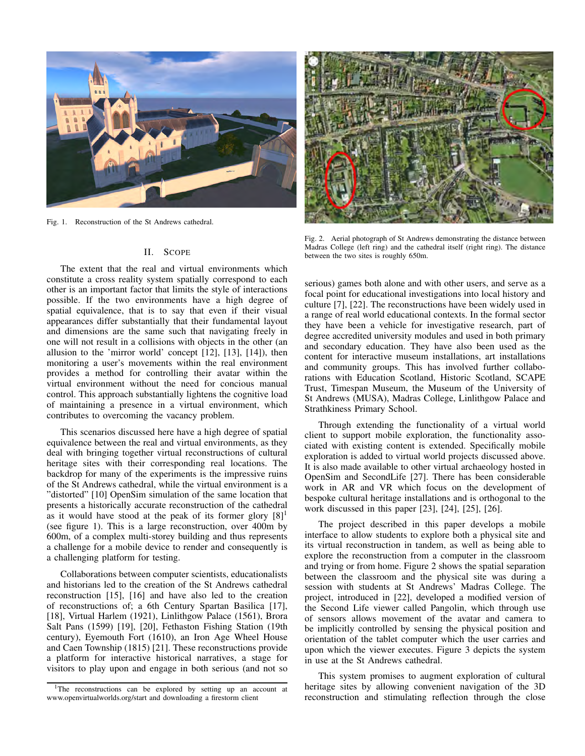Fig. 1. Reconstruction of the St Andrews cathedral.

Fig. 2. Aerial photograph of St Andrews demonstrating the distance between Madras College (left ring) and the cathedral itself (right ring). The distance between the two sites is roughly 650m.

## II. Scope

The extent that the real and virtual environments which constitute a cross reality system spatially correspond to each other is an important factor that limits the style of interactions possible. If the two environments have a high degree of spatial equivalence, that is to say that even if their visual appearances differ substantially that their fundamental layout and dimensions are the same such that navigating freely in one will not result in a collisions with objects in the other (an allusion to the 'mirror world' concept [12], [13], [14]), then monitoring a user's movements within the real environment provides a method for controlling their avatar within the virtual environment without the need for concious manual control. This approach substantially lightens the cognitive load of maintaining a presence in a virtual environment, which contributes to overcoming the vacancy problem.

This scenarios discussed here have a high degree of spatial equivalence between the real and virtual environments, as they deal with bringing together virtual reconstructions of cultural heritage sites with their corresponding real locations. The backdrop for many of the experiments is the impressive ruins of the St Andrews cathedral, while the virtual environment is a "distorted" [10] OpenSim simulation of the same location that presents a historically accurate reconstruction of the cathedral as it would have stood at the peak of its former glory [8][1] (see figure 1). This is a large reconstruction, over 400m by 600m, of a complex multi-storey building and thus represents a challenge for a mobile device to render and consequently is a challenging platform for testing.

Collaborations between computer scientists, educationalists and historians led to the creation of the St Andrews cathedral reconstruction [15], [16] and have also led to the creation of reconstructions of; a 6th Century Spartan Basilica [17], [18], Virtual Harlem (1921), Linlithgow Palace (1561), Brora Salt Pans (1599) [19], [20], Fethaston Fishing Station (19th century), Eyemouth Fort (1610), an Iron Age Wheel House and Caen Township (1815) [21]. These reconstructions provide a platform for interactive historical narratives, a stage for visitors to play upon and engage in both serious (and not so serious) games both alone and with other users, and serve as a focal point for educational investigations into local history and culture [7], [22]. The reconstructions have been widely used in a range of real world educational contexts. In the formal sector they have been a vehicle for investigative research, part of degree accredited university modules and used in both primary and secondary education. They have also been used as the content for interactive museum installations, art installations and community groups. This has involved further collaborations with Education Scotland, Historic Scotland, SCAPE Trust, Timespan Museum, the Museum of the University of St Andrews (MUSA), Madras College, Linlithgow Palace and Strathkiness Primary School.

Through extending the functionality of a virtual world client to support mobile exploration, the functionality associated with existing content is extended. Specifically mobile exploration is added to virtual world educational projects discussed above. It is also made available to other virtual archaeology hosted in OpenSim and SecondLife [27]. There has been considerable work in AR and VR which focus on the development of bespoke cultural heritage installations and is orthogonal to the work discussed in this paper [23], [24], [25], [26].

The project described in this paper develops a mobile interface to allow students to explore both a physical site and its virtual reconstruction in tandem, as well as being able to explore the reconstruction from a computer in the classroom and trying or from home. Figure 2 shows the spatial separation between the classroom and the physical site was during a session with students at St Andrews' Madras College. The project, introduced in [22], developed a modified version of the Second Life viewer called Pangolin, which through use of sensors allows movement of the avatar and camera to be implicitly controlled by sensing the physical position and orientation of the tablet computer which the user carries and upon which the viewer executes. Figure 3 depicts the system in use at the St Andrews cathedral.

This system promises to augment exploration of cultural heritage sites by allowing convenient navigation of the 3D reconstruction and stimulating reflection through the close

[1] The reconstructions can be explored by setting up an account at www.openvirtualworlds.org/start and downloading a firestorm client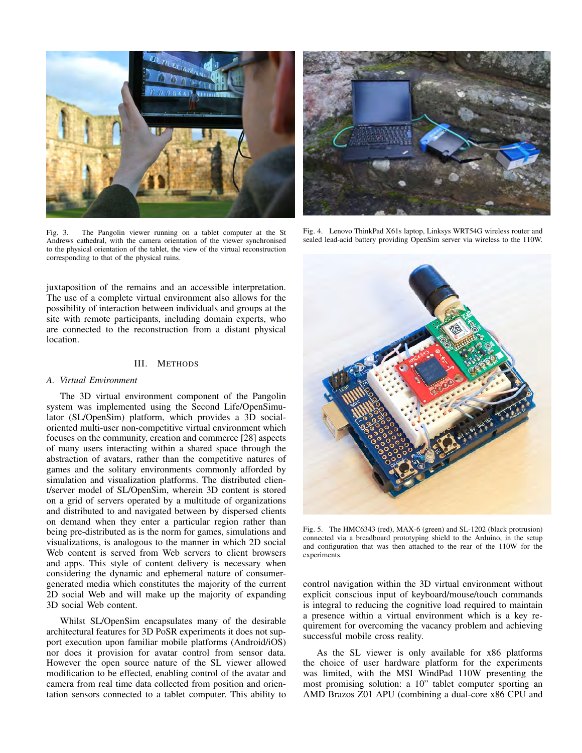Fig. 3. The Pangolin viewer running on a tablet computer at the St Andrews cathedral, with the camera orientation of the viewer synchronised to the physical orientation of the tablet, the view of the virtual reconstruction corresponding to that of the physical ruins.

Fig. 4. Lenovo ThinkPad X61s laptop, Linksys WRT54G wireless router and sealed lead-acid battery providing OpenSim server via wireless to the 110W.

juxtaposition of the remains and an accessible interpretation. The use of a complete virtual environment also allows for the possibility of interaction between individuals and groups at the site with remote participants, including domain experts, who are connected to the reconstruction from a distant physical location.

## III. Methods

### A. Virtual Environment

The 3D virtual environment component of the Pangolin system was implemented using the Second Life/OpenSimulator (SL/OpenSim) platform, which provides a 3D social-oriented multi-user non-competitive virtual environment which focuses on the community, creation and commerce [28] aspects of many users interacting within a shared space through the abstraction of avatars, rather than the competitive natures of games and the solitary environments commonly afforded by simulation and visualization platforms. The distributed client/server model of SL/OpenSim, wherein 3D content is stored on a grid of servers operated by a multitude of organizations and distributed to and navigated between by dispersed clients on demand when they enter a particular region rather than being pre-distributed as is the norm for games, simulations and visualizations, is analogous to the manner in which 2D social Web content is served from Web servers to client browsers and apps. This style of content delivery is necessary when considering the dynamic and ephemeral nature of consumer-generated media which constitutes the majority of the current 2D social Web and will make up the majority of expanding 3D social Web content.

Whilst SL/OpenSim encapsulates many of the desirable architectural features for 3D PoSR experiments it does not support execution upon familiar mobile platforms (Android/iOS) nor does it provision for avatar control from sensor data. However the open source nature of the SL viewer allowed modification to be effected, enabling control of the avatar and camera from real time data collected from position and orientation sensors connected to a tablet computer. This ability to

Fig. 5. The HMC6343 (red), MAX-6 (green) and SL-1202 (black protrusion) connected via a breadboard prototyping shield to the Arduino, in the setup and configuration that was then attached to the rear of the 110W for the experiments.

control navigation within the 3D virtual environment without explicit conscious input of keyboard/mouse/touch commands is integral to reducing the cognitive load required to maintain a presence within a virtual environment which is a key requirement for overcoming the vacancy problem and achieving successful mobile cross reality.

As the SL viewer is only available for x86 platforms the choice of user hardware platform for the experiments was limited, with the MSI WindPad 110W presenting the most promising solution: a 10" tablet computer sporting an AMD Brazos Z01 APU (combining a dual-core x86 CPU and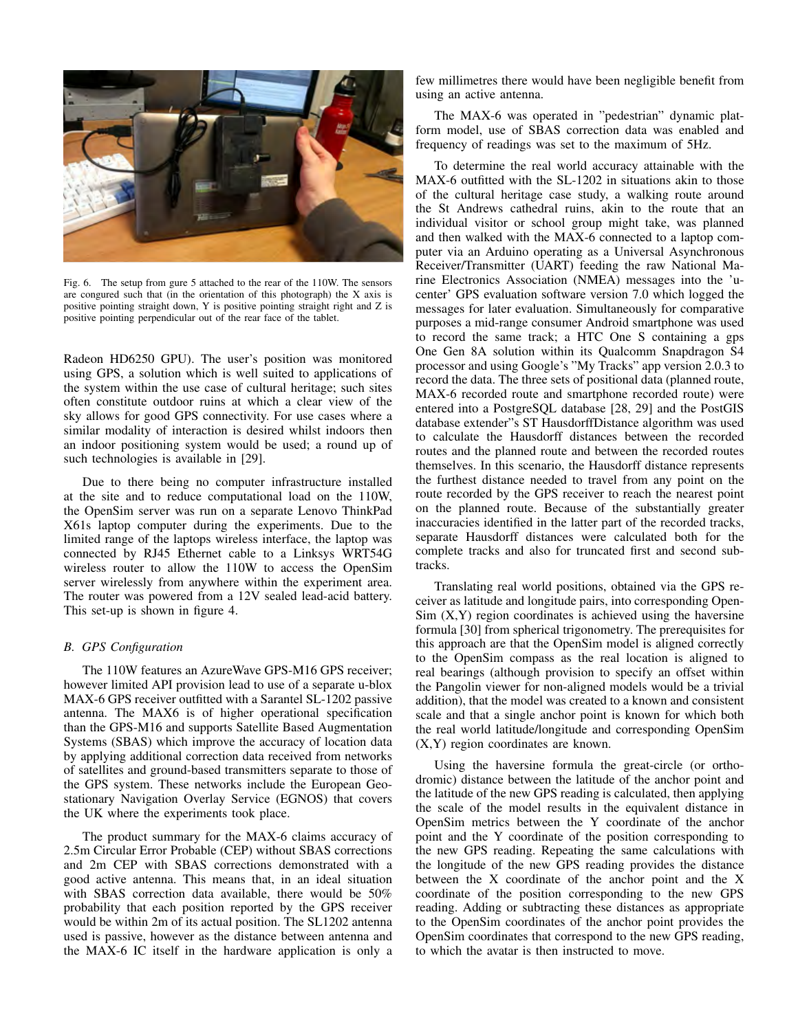Fig. 6. The setup from gure 5 attached to the rear of the 110W. The sensors are congured such that (in the orientation of this photograph) the X axis is positive pointing straight down, Y is positive pointing straight right and Z is positive pointing perpendicular out of the rear face of the tablet.

Radeon HD6250 GPU). The user's position was monitored using GPS, a solution which is well suited to applications of the system within the use case of cultural heritage; such sites often constitute outdoor ruins at which a clear view of the sky allows for good GPS connectivity. For use cases where a similar modality of interaction is desired whilst indoors then an indoor positioning system would be used; a round up of such technologies is available in [29].

Due to there being no computer infrastructure installed at the site and to reduce computational load on the 110W, the OpenSim server was run on a separate Lenovo ThinkPad X61s laptop computer during the experiments. Due to the limited range of the laptops wireless interface, the laptop was connected by RJ45 Ethernet cable to a Linksys WRT54G wireless router to allow the 110W to access the OpenSim server wirelessly from anywhere within the experiment area. The router was powered from a 12V sealed lead-acid battery. This set-up is shown in figure 4.

### B. GPS Configuration

The 110W features an AzureWave GPS-M16 GPS receiver; however limited API provision lead to use of a separate u-blox MAX-6 GPS receiver outfitted with a Sarantel SL-1202 passive antenna. The MAX6 is of higher operational specification than the GPS-M16 and supports Satellite Based Augmentation Systems (SBAS) which improve the accuracy of location data by applying additional correction data received from networks of satellites and ground-based transmitters separate to those of the GPS system. These networks include the European Geostationary Navigation Overlay Service (EGNOS) that covers the UK where the experiments took place.

The product summary for the MAX-6 claims accuracy of 2.5m Circular Error Probable (CEP) without SBAS corrections and 2m CEP with SBAS corrections demonstrated with a good active antenna. This means that, in an ideal situation with SBAS correction data available, there would be 50% probability that each position reported by the GPS receiver would be within 2m of its actual position. The SL1202 antenna used is passive, however as the distance between antenna and the MAX-6 IC itself in the hardware application is only a few millimetres there would have been negligible benefit from using an active antenna.

The MAX-6 was operated in "pedestrian" dynamic platform model, use of SBAS correction data was enabled and frequency of readings was set to the maximum of 5Hz.

To determine the real world accuracy attainable with the MAX-6 outfitted with the SL-1202 in situations akin to those of the cultural heritage case study, a walking route around the St Andrews cathedral ruins, akin to the route that an individual visitor or school group might take, was planned and then walked with the MAX-6 connected to a laptop computer via an Arduino operating as a Universal Asynchronous Receiver/Transmitter (UART) feeding the raw National Marine Electronics Association (NMEA) messages into the 'u-center' GPS evaluation software version 7.0 which logged the messages for later evaluation. Simultaneously for comparative purposes a mid-range consumer Android smartphone was used to record the same track; a HTC One S containing a gps One Gen 8A solution within its Qualcomm Snapdragon S4 processor and using Google's "My Tracks" app version 2.0.3 to record the data. The three sets of positional data (planned route, MAX-6 recorded route and smartphone recorded route) were entered into a PostgreSQL database [28, 29] and the PostGIS database extender"s ST HausdorffDistance algorithm was used to calculate the Hausdorff distances between the recorded routes and the planned route and between the recorded routes themselves. In this scenario, the Hausdorff distance represents the furthest distance needed to travel from any point on the route recorded by the GPS receiver to reach the nearest point on the planned route. Because of the substantially greater inaccuracies identified in the latter part of the recorded tracks, separate Hausdorff distances were calculated both for the complete tracks and also for truncated first and second sub-tracks.

Translating real world positions, obtained via the GPS receiver as latitude and longitude pairs, into corresponding OpenSim (X,Y) region coordinates is achieved using the haversine formula [30] from spherical trigonometry. The prerequisites for this approach are that the OpenSim model is aligned correctly to the OpenSim compass as the real location is aligned to real bearings (although provision to specify an offset within the Pangolin viewer for non-aligned models would be a trivial addition), that the model was created to a known and consistent scale and that a single anchor point is known for which both the real world latitude/longitude and corresponding OpenSim (X,Y) region coordinates are known.

Using the haversine formula the great-circle (or orthodromic) distance between the latitude of the anchor point and the latitude of the new GPS reading is calculated, then applying the scale of the model results in the equivalent distance in OpenSim metrics between the Y coordinate of the anchor point and the Y coordinate of the position corresponding to the new GPS reading. Repeating the same calculations with the longitude of the new GPS reading provides the distance between the X coordinate of the anchor point and the X coordinate of the position corresponding to the new GPS reading. Adding or subtracting these distances as appropriate to the OpenSim coordinates of the anchor point provides the OpenSim coordinates that correspond to the new GPS reading, to which the avatar is then instructed to move.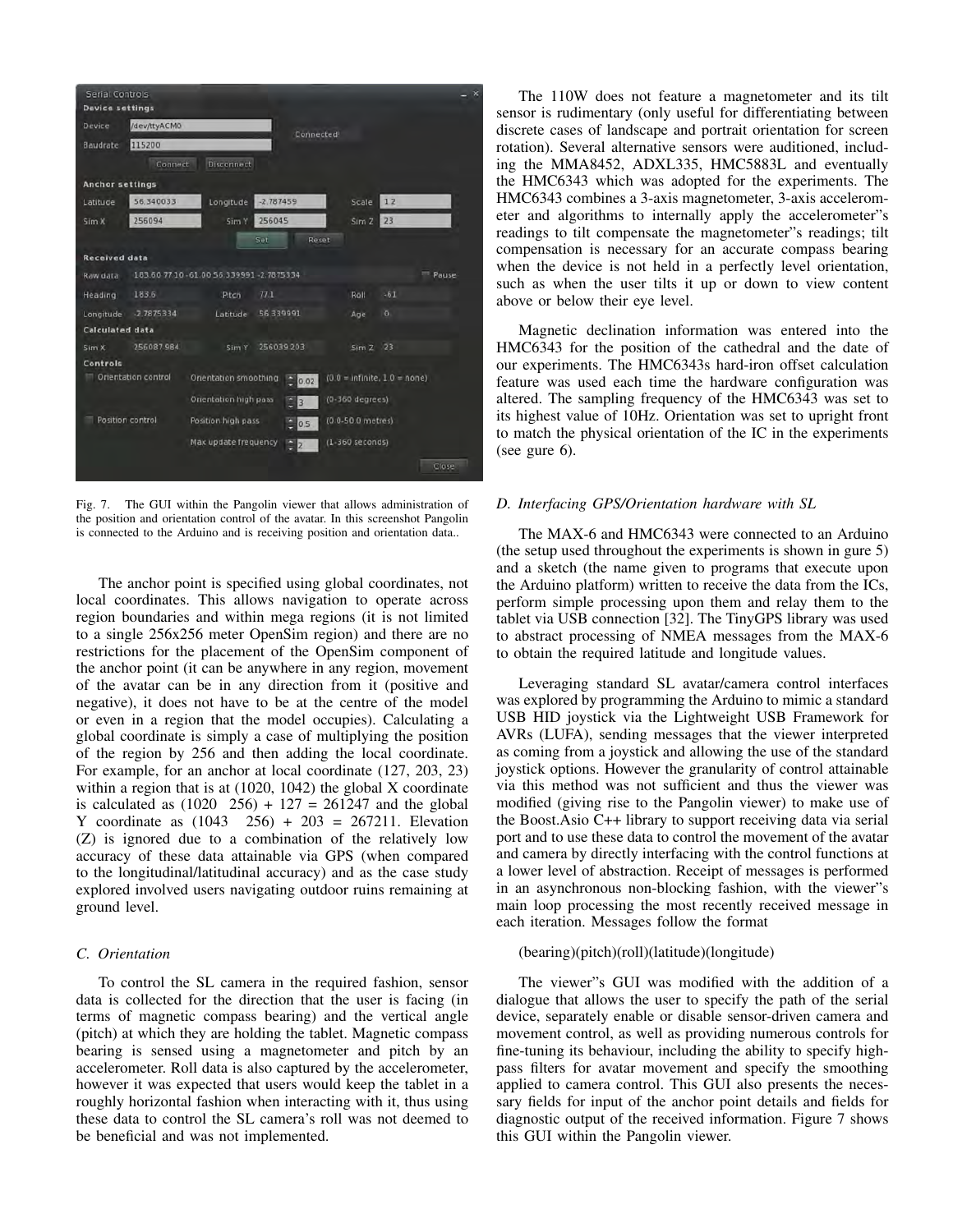Fig. 7. The GUI within the Pangolin viewer that allows administration of the position and orientation control of the avatar. In this screenshot Pangolin is connected to the Arduino and is receiving position and orientation data..

The anchor point is specified using global coordinates, not local coordinates. This allows navigation to occur across region boundaries and within mega regions (it is not limited to a single 256x256 meter OpenSim region) and there are no restrictions for the placement of the OpenSim component of the anchor point (it can be anywhere in any region, movement of the avatar can be in any direction from it (positive and negative), it does not have to be at the centre of the model or even in a region that the model occupies). Calculating a global coordinate is simply a case of multiplying the position of the region by 256 and then adding the local coordinate. For example, for an anchor at local coordinate (127, 203, 23) within a region that is at (1020, 1042) the global X coordinate is calculated as (1020 256) + 127 = 261247 and the global Y coordinate as (1043 256) + 203 = 267211. Elevation (Z) is ignored due to a combination of the relatively low accuracy of these data attainable via GPS (when compared to the longitudinal/latitudinal accuracy) and as the case study explored involved users navigating outdoor ruins remaining at ground level.

### C. Orientation

To control the SL camera in the required fashion, sensor data is collected for the direction that the user is facing (in terms of magnetic compass bearing) and the vertical angle (pitch) at which they are holding the tablet. Magnetic compass bearing is sensed using a magnetometer and pitch by an accelerometer. Roll data is also captured by the accelerometer, however it was expected that users would keep the tablet in a roughly horizontal fashion when interacting with it, thus using these data to control the SL camera's roll was not deemed to be beneficial and was not implemented.

The 110W does not feature a magnetometer and its tilt sensor is rudimentary (only useful for differentiating between discrete cases of landscape and portrait orientation for screen rotation). Several alternative sensors were auditioned, including the MMA8452, ADXL335, HMC5883L and eventually the HMC6343 which was adopted for the experiments. The HMC6343 combines a 3-axis magnetometer, 3-axis accelerometer and algorithms to internally apply the accelerometer"s readings to tilt compensate the magnetometer"s readings; tilt compensation is necessary for an accurate compass bearing when the device is not held in a perfectly level orientation, such as when the user tilts it up or down to view content above or below their eye level.

Magnetic declination information was entered into the HMC6343 for the position of the cathedral and the date of our experiments. The HMC6343s hard-iron offset calculation feature was used each time the hardware configuration was altered. The sampling frequency of the HMC6343 was set to its highest value of 10Hz. Orientation was set to upright front to match the physical orientation of the IC in the experiments (see gure 6).

### D. Interfacing GPS/Orientation hardware with SL

The MAX-6 and HMC6343 were connected to an Arduino (the setup used throughout the experiments is shown in gure 5) and a sketch (the name given to programs that execute upon the Arduino platform) written to receive the data from the ICs, perform simple processing upon them and relay them to the tablet via USB connection [32]. The TinyGPS library was used to abstract processing of NMEA messages from the MAX-6 to obtain the required latitude and longitude values.

Leveraging standard SL avatar/camera control interfaces was explored by programming the Arduino to mimic a standard USB HID joystick via the Lightweight USB Framework for AVRs (LUFA), sending messages that the viewer interpreted as coming from a joystick and allowing the use of the standard joystick options. However the granularity of control attainable via this method was not sufficient and thus the viewer was modified (giving rise to the Pangolin viewer) to make use of the Boost.Asio C++ library to support receiving data via serial port and to use these data to control the movement of the avatar and camera by directly interfacing with the control functions at a lower level of abstraction. Receipt of messages is performed in an asynchronous non-blocking fashion, with the viewer"s main loop processing the most recently received message in each iteration. Messages follow the format

(bearing)(pitch)(roll)(latitude)(longitude)

The viewer"s GUI was modified with the addition of a dialogue that allows the user to specify the path of the serial device, separately enable or disable sensor-driven camera and movement control, as well as providing numerous controls for fine-tuning its behaviour, including the ability to specify high-pass filters for avatar movement and specify the smoothing applied to camera control. This GUI also presents the necessary fields for input of the anchor point details and fields for diagnostic output of the received information. Figure 7 shows this GUI within the Pangolin viewer.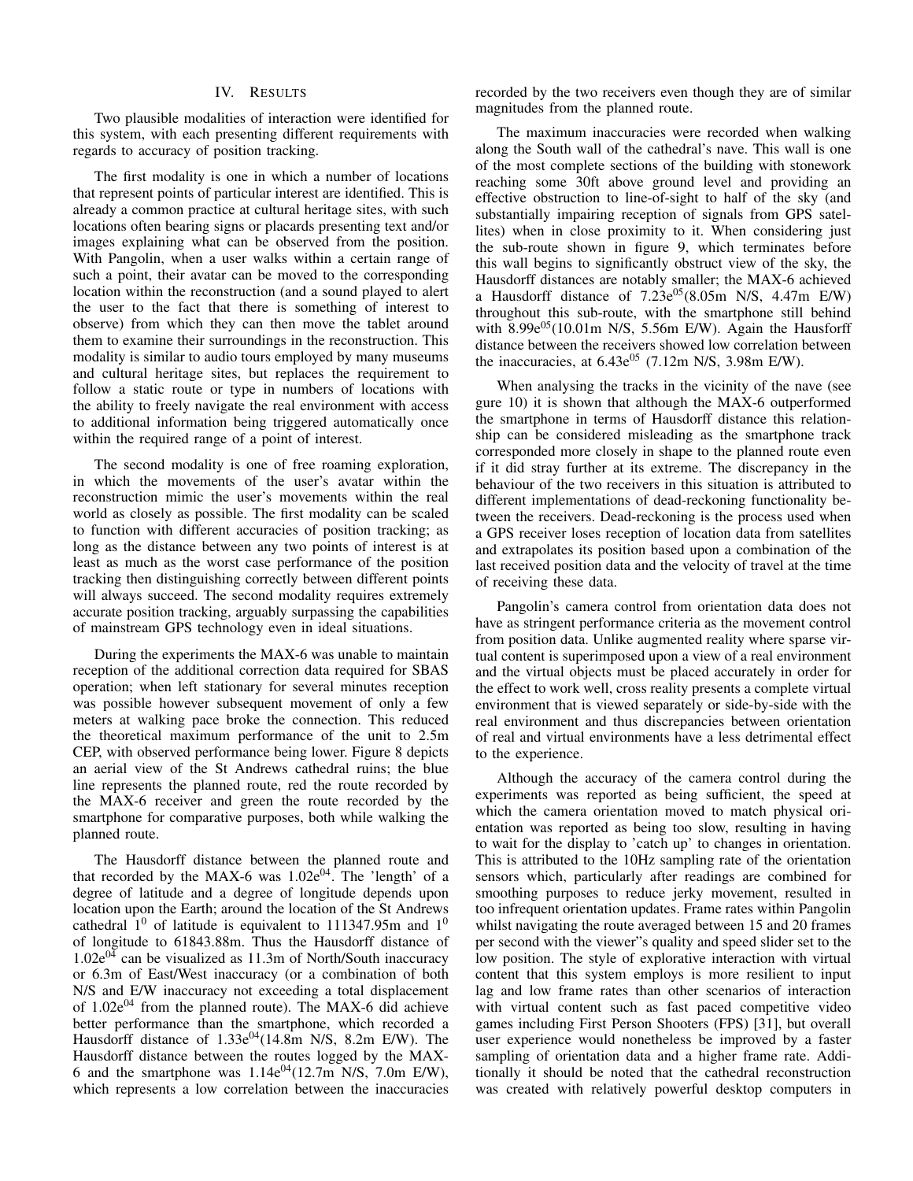## IV. RESULTS

Two plausible modalities of interaction were identified for this system, with each presenting different requirements with regards to accuracy of position tracking.

The first modality is one in which a number of locations that represent points of particular interest are identified. This is already a common practice at cultural heritage sites, with such locations often bearing signs or placards presenting text and/or images explaining what can be observed from the position. With Pangolin, when a user walks within a certain range of such a point, their avatar can be moved to the corresponding location within the reconstruction (and a sound played to alert the user to the fact that there is something of interest to observe) from which they can then move the tablet around them to examine their surroundings in the reconstruction. This modality is similar to audio tours employed by many museums and cultural heritage sites, but replaces the requirement to follow a static route or type in numbers of locations with the ability to freely navigate the real environment with access to additional information being triggered automatically once within the required range of a point of interest.

The second modality is one of free roaming exploration, in which the movements of the user's avatar within the reconstruction mimic the user's movements within the real world as closely as possible. The first modality can be scaled to function with different accuracies of position tracking; as long as the distance between any two points of interest is at least as much as the worst case performance of the position tracking then distinguishing correctly between different points will always succeed. The second modality requires extremely accurate position tracking, arguably surpassing the capabilities of mainstream GPS technology even in ideal situations.

During the experiments the MAX-6 was unable to maintain reception of the additional correction data required for SBAS operation; when left stationary for several minutes reception was possible however subsequent movement of only a few meters at walking pace broke the connection. This reduced the theoretical maximum performance of the unit to 2.5m CEP, with observed performance being lower. Figure 8 depicts an aerial view of the St Andrews cathedral ruins; the blue line represents the planned route, red the route recorded by the MAX-6 receiver and green the route recorded by the smartphone for comparative purposes, both while walking the planned route.

The Hausdorff distance between the planned route and that recorded by the MAX-6 was $1.02e^{04}$. The 'length' of a degree of latitude and a degree of longitude depends upon location upon the Earth; around the location of the St Andrews cathedral $1^0$ of latitude is equivalent to 111347.95m and $1^0$ of longitude to 61843.88m. Thus the Hausdorff distance of $1.02e^{04}$ can be visualized as 11.3m of North/South inaccuracy or 6.3m of East/West inaccuracy (or a combination of both N/S and E/W inaccuracy not exceeding a total displacement of $1.02e^{04}$ from the planned route). The MAX-6 did achieve better performance than the smartphone, which recorded a Hausdorff distance of $1.33e^{04}$(14.8m N/S, 8.2m E/W). The Hausdorff distance between the routes logged by the MAX-6 and the smartphone was $1.14e^{04}$(12.7m N/S, 7.0m E/W), which represents a low correlation between the inaccuracies recorded by the two receivers even though they are of similar magnitudes from the planned route.

The maximum inaccuracies were recorded when walking along the South wall of the cathedral's nave. This wall is one of the most complete sections of the building with stonework reaching some 30ft above ground level and providing an effective obstruction to line-of-sight to half of the sky (and substantially impairing reception of signals from GPS satellites) when in close proximity to it. When considering just the sub-route shown in figure 9, which terminates before this wall begins to significantly obstruct view of the sky, the Hausdorff distances are notably smaller; the MAX-6 achieved a Hausdorff distance of $7.23e^{05}$(8.05m N/S, 4.47m E/W) throughout this sub-route, with the smartphone still behind with $8.99e^{05}$(10.01m N/S, 5.56m E/W). Again the Hausforff distance between the receivers showed low correlation between the inaccuracies, at $6.43e^{05}$ (7.12m N/S, 3.98m E/W).

When analysing the tracks in the vicinity of the nave (see gure 10) it is shown that although the MAX-6 outperformed the smartphone in terms of Hausdorff distance this relationship can be considered misleading as the smartphone track corresponded more closely in shape to the planned route even if it did stray further at its extreme. The discrepancy in the behaviour of the two receivers in this situation is attributed to different implementations of dead-reckoning functionality between the receivers. Dead-reckoning is the process used when a GPS receiver loses reception of location data from satellites and extrapolates its position based upon a combination of the last received position data and the velocity of travel at the time of receiving these data.

Pangolin's camera control from orientation data does not have as stringent performance criteria as the movement control from position data. Unlike augmented reality where sparse virtual content is superimposed upon a view of a real environment and the virtual objects must be placed accurately in order for the effect to work well, cross reality presents a complete virtual environment that is viewed separately or side-by-side with the real environment and thus discrepancies between orientation of real and virtual environments have a less detrimental effect to the experience.

Although the accuracy of the camera control during the experiments was reported as being sufficient, the speed at which the camera orientation moved to match physical orientation was reported as being too slow, resulting in having to wait for the display to 'catch up' to changes in orientation. This is attributed to the 10Hz sampling rate of the orientation sensors which, particularly after readings are combined for smoothing purposes to reduce jerky movement, resulted in too infrequent orientation updates. Frame rates within Pangolin whilst navigating the route averaged between 15 and 20 frames per second with the viewer"s quality and speed slider set to the low position. The style of explorative interaction with virtual content that this system employs is more resilient to input lag and low frame rates than other scenarios of interaction with virtual content such as fast paced competitive video games including First Person Shooters (FPS) [31], but overall user experience would nonetheless be improved by a faster sampling of orientation data and a higher frame rate. Additionally it should be noted that the cathedral reconstruction was created with relatively powerful desktop computers in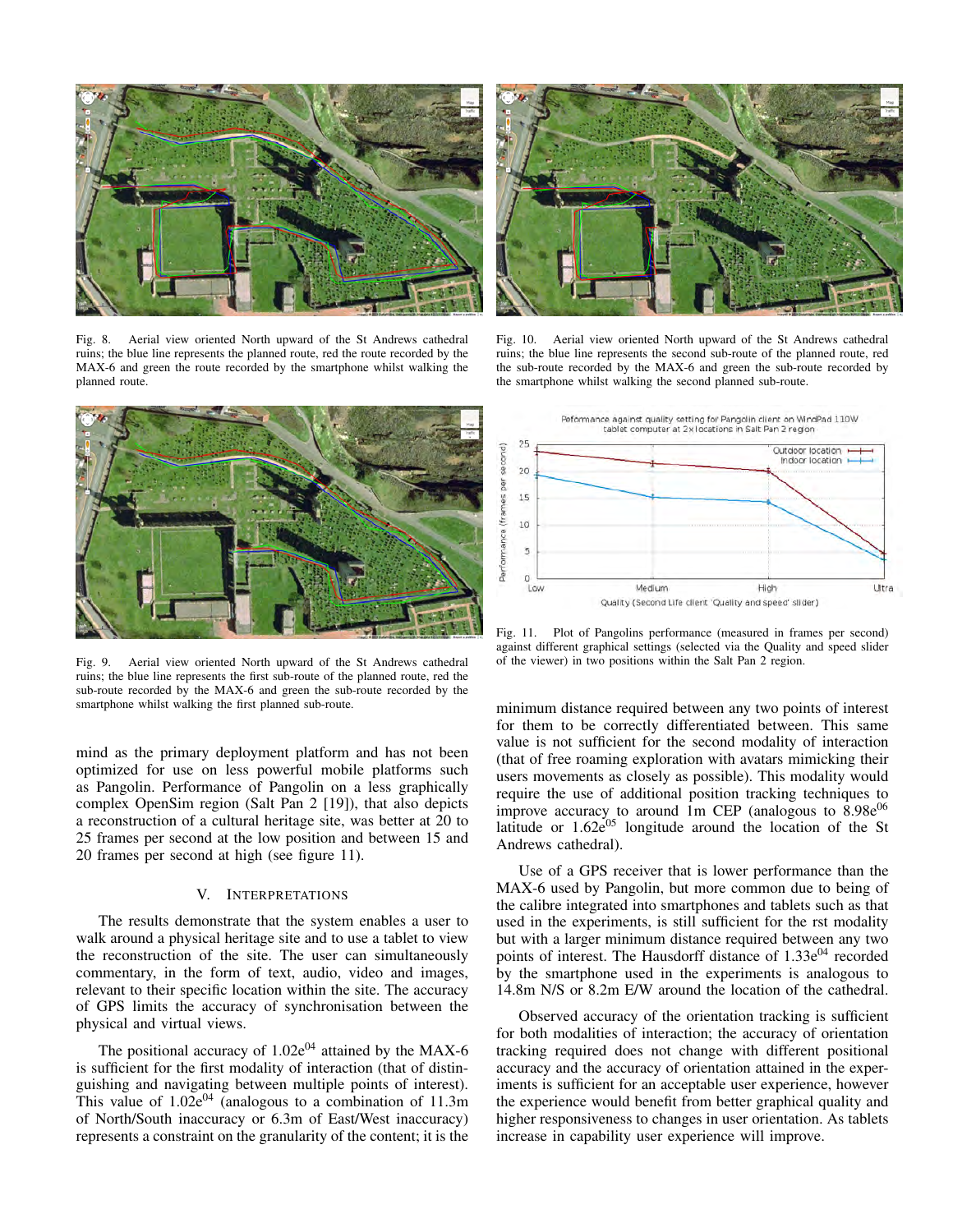Fig. 8. Aerial view oriented North upward of the St Andrews cathedral ruins; the blue line represents the planned route, red the route recorded by the MAX-6 and green the route recorded by the smartphone whilst walking the planned route.

Fig. 9. Aerial view oriented North upward of the St Andrews cathedral ruins; the blue line represents the first sub-route of the planned route, red the sub-route recorded by the MAX-6 and green the sub-route recorded by the smartphone whilst walking the first planned sub-route.

mind as the primary deployment platform and has not been optimized for use on less powerful mobile platforms such as Pangolin. Performance of Pangolin on a less graphically complex OpenSim region (Salt Pan 2 [19]), that also depicts a reconstruction of a cultural heritage site, was better at 20 to 25 frames per second at the low position and between 15 and 20 frames per second at high (see figure 11).

## V. Interpretations

The results demonstrate that the system enables a user to walk around a physical heritage site and to use a tablet to view the reconstruction of the site. The user can simultaneously commentary, in the form of text, audio, video and images, relevant to their specific location within the site. The accuracy of GPS limits the accuracy of synchronisation between the physical and virtual views.

The positional accuracy of $1.02e^{04}$ attained by the MAX-6 is sufficient for the first modality of interaction (that of distinguishing and navigating between multiple points of interest). This value of $1.02e^{04}$ (analogous to a combination of 11.3m of North/South inaccuracy or 6.3m of East/West inaccuracy) represents a constraint on the granularity of the content; it is the minimum distance required between any two points of interest for them to be correctly differentiated between. This same value is not sufficient for the second modality of interaction (that of free roaming exploration with avatars mimicking their users movements as closely as possible). This modality would require the use of additional position tracking techniques to improve accuracy to around 1m CEP (analogous to $8.98e^{06}$ latitude or $1.62e^{05}$ longitude around the location of the St Andrews cathedral).

Fig. 10. Aerial view oriented North upward of the St Andrews cathedral ruins; the blue line represents the second sub-route of the planned route, red the sub-route recorded by the MAX-6 and green the sub-route recorded by the smartphone whilst walking the second planned sub-route.

Fig. 11. Plot of Pangolins performance (measured in frames per second) against different graphical settings (selected via the Quality and speed slider of the viewer) in two positions within the Salt Pan 2 region.

Use of a GPS receiver that is lower performance than the MAX-6 used by Pangolin, but more common due to being of the calibre integrated into smartphones and tablets such as that used in the experiments, is still sufficient for the rst modality but with a larger minimum distance required between any two points of interest. The Hausdorff distance of $1.33e^{04}$ recorded by the smartphone used in the experiments is analogous to 14.8m N/S or 8.2m E/W around the location of the cathedral.

Observed accuracy of the orientation tracking is sufficient for both modalities of interaction; the accuracy of orientation tracking required does not change with different positional accuracy and the accuracy of orientation attained in the experiments is sufficient for an acceptable user experience, however the experience would benefit from better graphical quality and higher responsiveness to changes in user orientation. As tablets increase in capability user experience will improve.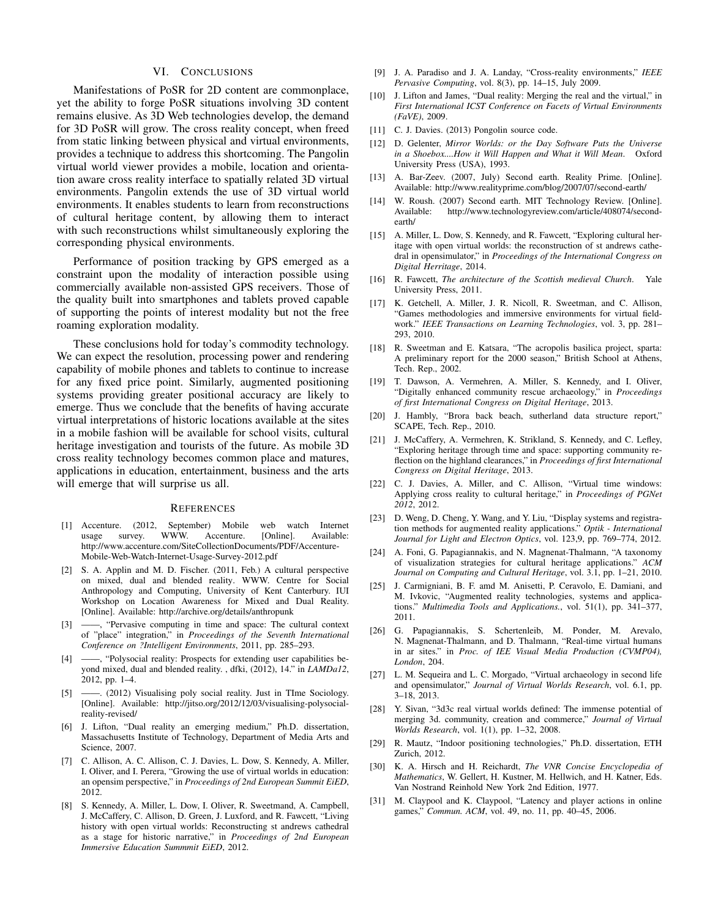## VI. Conclusions

Manifestations of PoSR for 2D content are commonplace, yet the ability to forge PoSR situations involving 3D content remains elusive. As 3D Web technologies develop, the demand for 3D PoSR will grow. The cross reality concept, when freed from static linking between physical and virtual environments, provides a technique to address this shortcoming. The Pangolin virtual world viewer provides a mobile, location and orientation aware cross reality interface to spatially related 3D virtual environments. Pangolin extends the use of 3D virtual world environments. It enables students to learn from reconstructions of cultural heritage content, by allowing them to interact with such reconstructions whilst simultaneously exploring the corresponding physical environments.

Performance of position tracking by GPS emerged as a constraint upon the modality of interaction possible using commercially available non-assisted GPS receivers. Those of the quality built into smartphones and tablets proved capable of supporting the points of interest modality but not the free roaming exploration modality.

These conclusions hold for today's commodity technology. We can expect the resolution, processing power and rendering capability of mobile phones and tablets to continue to increase for any fixed price point. Similarly, augmented positioning systems providing greater positional accuracy are likely to emerge. Thus we conclude that the benefits of having accurate virtual interpretations of historic locations available at the sites in a mobile fashion will be available for school visits, cultural heritage investigation and tourists of the future. As mobile 3D cross reality technology becomes common place and matures, applications in education, entertainment, business and the arts will emerge that will surprise us all.

## References

[1] Accenture. (2012, September) Mobile web watch Internet usage survey. WWW. Accenture. [Online]. Available: http://www.accenture.com/SiteCollectionDocuments/PDF/Accenture-Mobile-Web-Watch-Internet-Usage-Survey-2012.pdf

[2] S. A. Applin and M. D. Fischer. (2011, Feb.) A cultural perspective on mixed, dual and blended reality. WWW. Centre for Social Anthropology and Computing, University of Kent Canterbury. IUI Workshop on Location Awareness for Mixed and Dual Reality. [Online]. Available: http://archive.org/details/anthropunk

[3] ——, "Pervasive computing in time and space: The cultural context of "place" integration," in *Proceedings of the Seventh International Conference on ?Intelligent Environments*, 2011, pp. 285–293.

[4] ——, "Polysocial reality: Prospects for extending user capabilities beyond mixed, dual and blended reality. , dfki, (2012), 14." in *LAMDa12*, 2012, pp. 1–4.

[5] ——. (2012) Visualising poly social reality. Just in TIme Sociology. [Online]. Available: http://jitso.org/2012/12/03/visualising-polysocial-reality-revised/

[6] J. Lifton, "Dual reality an emerging medium," Ph.D. dissertation, Massachusetts Institute of Technology, Department of Media Arts and Science, 2007.

[7] C. Allison, A. C. Allison, C. J. Davies, L. Dow, S. Kennedy, A. Miller, I. Oliver, and I. Perera, "Growing the use of virtual worlds in education: an opensim perspective," in *Proceedings of 2nd European Summit EiED*, 2012.

[8] S. Kennedy, A. Miller, L. Dow, I. Oliver, R. Sweetmand, A. Campbell, J. McCaffery, C. Allison, D. Green, J. Luxford, and R. Fawcett, "Living history with open virtual worlds: Reconstructing st andrews cathedral as a stage for historic narrative," in *Proceedings of 2nd European Immersive Education Summmit EiED*, 2012.

[9] J. A. Paradiso and J. A. Landay, "Cross-reality environments," *IEEE Pervasive Computing*, vol. 8(3), pp. 14–15, July 2009.

[10] J. Lifton and James, "Dual reality: Merging the real and the virtual," in *First International ICST Conference on Facets of Virtual Environments (FaVE)*, 2009.

[11] C. J. Davies. (2013) Pongolin source code.

[12] D. Gelenter, *Mirror Worlds: or the Day Software Puts the Universe in a Shoebox....How it Will Happen and What it Will Mean*. Oxford University Press (USA), 1993.

[13] A. Bar-Zeev. (2007, July) Second earth. Reality Prime. [Online]. Available: http://www.realityprime.com/blog/2007/07/second-earth/

[14] W. Roush. (2007) Second earth. MIT Technology Review. [Online]. Available: http://www.technologyreview.com/article/408074/second-earth/

[15] A. Miller, L. Dow, S. Kennedy, and R. Fawcett, "Exploring cultural heritage with open virtual worlds: the reconstruction of st andrews cathedral in opensimulator," in *Proceedings of the International Congress on Digital Herritage*, 2014.

[16] R. Fawcett, *The architecture of the Scottish medieval Church*. Yale University Press, 2011.

[17] K. Getchell, A. Miller, J. R. Nicoll, R. Sweetman, and C. Allison, "Games methodologies and immersive environments for virtual fieldwork." *IEEE Transactions on Learning Technologies*, vol. 3, pp. 281–293, 2010.

[18] R. Sweetman and E. Katsara, "The acropolis basilica project, sparta: A preliminary report for the 2000 season," British School at Athens, Tech. Rep., 2002.

[19] T. Dawson, A. Vermehren, A. Miller, S. Kennedy, and I. Oliver, "Digitally enhanced community rescue archaeology," in *Proceedings of first International Congress on Digital Heritage*, 2013.

[20] J. Hambly, "Brora back beach, sutherland data structure report," SCAPE, Tech. Rep., 2010.

[21] J. McCaffery, A. Vermehren, K. Strikland, S. Kennedy, and C. Lefley, "Exploring heritage through time and space: supporting community reflection on the highland clearances," in *Proceedings of first International Congress on Digital Heritage*, 2013.

[22] C. J. Davies, A. Miller, and C. Allison, "Virtual time windows: Applying cross reality to cultural heritage," in *Proceedings of PGNet 2012*, 2012.

[23] D. Weng, D. Cheng, Y. Wang, and Y. Liu, "Display systems and registration methods for augmented reality applications." *Optik - International Journal for Light and Electron Optics*, vol. 123,9, pp. 769–774, 2012.

[24] A. Foni, G. Papagiannakis, and N. Magnenat-Thalmann, "A taxonomy of visualization strategies for cultural heritage applications." *ACM Journal on Computing and Cultural Heritage*, vol. 3.1, pp. 1–21, 2010.

[25] J. Carmigniani, B. F. amd M. Anisetti, P. Ceravolo, E. Damiani, and M. Ivkovic, "Augmented reality technologies, systems and applications." *Multimedia Tools and Applications.*, vol. 51(1), pp. 341–377, 2011.

[26] G. Papagiannakis, S. Schertenleib, M. Ponder, M. Arevalo, N. Magnenat-Thalmann, and D. Thalmann, "Real-time virtual humans in ar sites." in *Proc. of IEE Visual Media Production (CVMP04), London*, 204.

[27] L. M. Sequeira and L. C. Morgado, "Virtual archaeology in second life and opensimulator," *Journal of Virtual Worlds Research*, vol. 6.1, pp. 3–18, 2013.

[28] Y. Sivan, "3d3c real virtual worlds defined: The immense potential of merging 3d. community, creation and commerce," *Journal of Virtual Worlds Research*, vol. 1(1), pp. 1–32, 2008.

[29] R. Mautz, "Indoor positioning technologies," Ph.D. dissertation, ETH Zurich, 2012.

[30] K. A. Hirsch and H. Reichardt, *The VNR Concise Encyclopedia of Mathematics*, W. Gellert, H. Kustner, M. Hellwich, and H. Katner, Eds. Van Nostrand Reinhold New York 2nd Edition, 1977.

[31] M. Claypool and K. Claypool, "Latency and player actions in online games," *Commun. ACM*, vol. 49, no. 11, pp. 40–45, 2006.